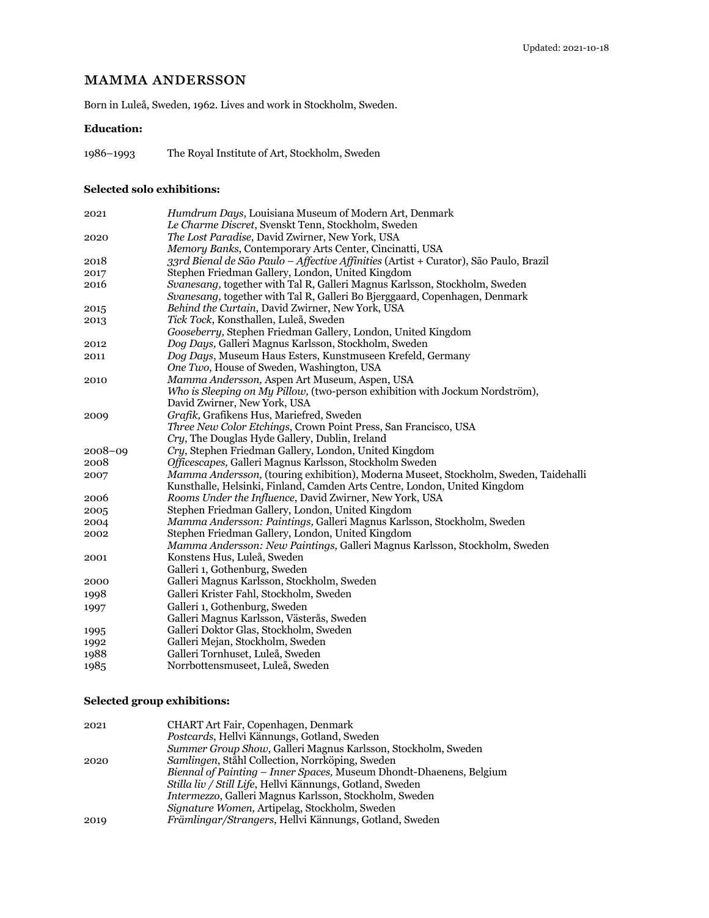Updated: 2021-10-18

# MAMMA ANDERSSON

Born in Luleå, Sweden, 1962. Lives and work in Stockholm, Sweden.

**Education:**

1986–1993 The Royal Institute of Art, Stockholm, Sweden

**Selected solo exhibitions:**

| | |
|---|---|
| 2021 | *Humdrum Days*, Louisiana Museum of Modern Art, Denmark |
| | *Le Charme Discret*, Svenskt Tenn, Stockholm, Sweden |
| 2020 | *The Lost Paradise*, David Zwirner, New York, USA |
| | *Memory Banks*, Contemporary Arts Center, Cincinatti, USA |
| 2018 | *33rd Bienal de São Paulo – Affective Affinities* (Artist + Curator), São Paulo, Brazil |
| 2017 | Stephen Friedman Gallery, London, United Kingdom |
| 2016 | *Svanesang,* together with Tal R, Galleri Magnus Karlsson, Stockholm, Sweden |
| | *Svanesang,* together with Tal R, Galleri Bo Bjerggaard, Copenhagen, Denmark |
| 2015 | *Behind the Curtain*, David Zwirner, New York, USA |
| 2013 | *Tick Tock*, Konsthallen, Luleå, Sweden |
| | *Gooseberry,* Stephen Friedman Gallery, London, United Kingdom |
| 2012 | *Dog Days,* Galleri Magnus Karlsson, Stockholm, Sweden |
| 2011 | *Dog Days*, Museum Haus Esters, Kunstmuseen Krefeld, Germany |
| | *One Two*, House of Sweden, Washington, USA |
| 2010 | *Mamma Andersson,* Aspen Art Museum, Aspen, USA |
| | *Who is Sleeping on My Pillow,* (two-person exhibition with Jockum Nordström), David Zwirner, New York, USA |
| 2009 | *Grafik,* Grafikens Hus, Mariefred, Sweden |
| | *Three New Color Etchings*, Crown Point Press, San Francisco, USA |
| | *Cry*, The Douglas Hyde Gallery, Dublin, Ireland |
| 2008–09 | *Cry,* Stephen Friedman Gallery, London, United Kingdom |
| 2008 | *Officescapes,* Galleri Magnus Karlsson, Stockholm Sweden |
| 2007 | *Mamma Andersson,* (touring exhibition), Moderna Museet, Stockholm, Sweden, Taidehalli Kunsthalle, Helsinki, Finland, Camden Arts Centre, London, United Kingdom |
| 2006 | *Rooms Under the Influence*, David Zwirner, New York, USA |
| 2005 | Stephen Friedman Gallery, London, United Kingdom |
| 2004 | *Mamma Andersson: Paintings,* Galleri Magnus Karlsson, Stockholm, Sweden |
| 2002 | Stephen Friedman Gallery, London, United Kingdom |
| | *Mamma Andersson: New Paintings,* Galleri Magnus Karlsson, Stockholm, Sweden |
| 2001 | Konstens Hus, Luleå, Sweden |
| | Galleri 1, Gothenburg, Sweden |
| 2000 | Galleri Magnus Karlsson, Stockholm, Sweden |
| 1998 | Galleri Krister Fahl, Stockholm, Sweden |
| 1997 | Galleri 1, Gothenburg, Sweden |
| | Galleri Magnus Karlsson, Västerås, Sweden |
| 1995 | Galleri Doktor Glas, Stockholm, Sweden |
| 1992 | Galleri Mejan, Stockholm, Sweden |
| 1988 | Galleri Tornhuset, Luleå, Sweden |
| 1985 | Norrbottensmuseet, Luleå, Sweden |

**Selected group exhibitions:**

| | |
|---|---|
| 2021 | CHART Art Fair, Copenhagen, Denmark |
| | *Postcards*, Hellvi Kännungs, Gotland, Sweden |
| | *Summer Group Show*, Galleri Magnus Karlsson, Stockholm, Sweden |
| 2020 | *Samlingen*, Ståhl Collection, Norrköping, Sweden |
| | *Biennal of Painting – Inner Spaces,* Museum Dhondt-Dhaenens, Belgium |
| | *Stilla liv / Still Life*, Hellvi Kännungs, Gotland, Sweden |
| | *Intermezzo*, Galleri Magnus Karlsson, Stockholm, Sweden |
| | *Signature Women,* Artipelag, Stockholm, Sweden |
| 2019 | *Främlingar/Strangers*, Hellvi Kännungs, Gotland, Sweden |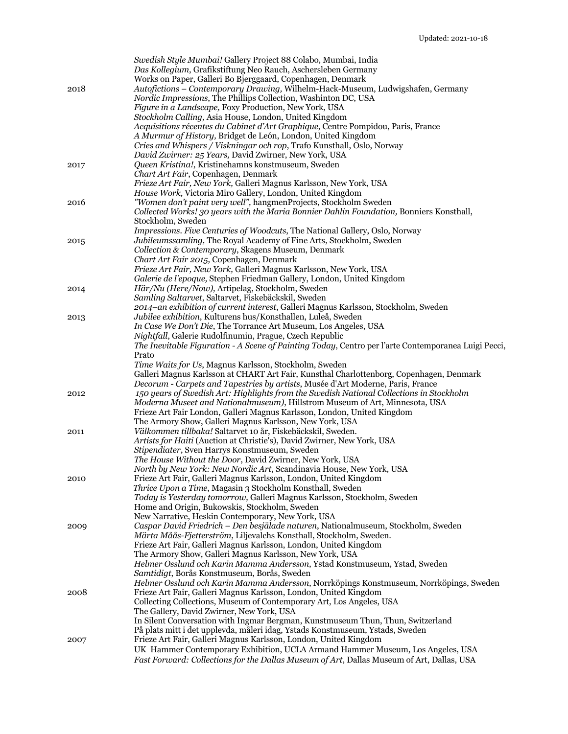*Swedish Style Mumbai!* Gallery Project 88 Colabo, Mumbai, India
*Das Kollegium*, Grafikstiftung Neo Rauch, Aschersleben Germany
Works on Paper, Galleri Bo Bjerggaard, Copenhagen, Denmark

2018
*Autofictions – Contemporary Drawing,* Wilhelm-Hack-Museum, Ludwigshafen, Germany
*Nordic Impressions*, The Phillips Collection, Washinton DC, USA
*Figure in a Landscape,* Foxy Production, New York, USA
*Stockholm Calling,* Asia House, London, United Kingdom
*Acquisitions récentes du Cabinet d'Art Graphique*, Centre Pompidou, Paris, France
*A Murmur of History,* Bridget de León, London, United Kingdom
*Cries and Whispers / Viskningar och rop*, Trafo Kunsthall, Oslo, Norway
*David Zwirner: 25 Years,* David Zwirner, New York, USA

2017
*Queen Kristina!*, Kristinehamns konstmuseum, Sweden
*Chart Art Fair*, Copenhagen, Denmark
*Frieze Art Fair, New York,* Galleri Magnus Karlsson, New York, USA
*House Work,* Victoria Miro Gallery, London, United Kingdom

2016
*"Women don't paint very well"*, hangmenProjects, Stockholm Sweden
*Collected Works! 30 years with the Maria Bonnier Dahlin Foundation,* Bonniers Konsthall, Stockholm, Sweden
*Impressions. Five Centuries of Woodcuts*, The National Gallery, Oslo, Norway

2015
*Jubileumssamling,* The Royal Academy of Fine Arts, Stockholm, Sweden
*Collection & Contemporary*, Skagens Museum, Denmark
*Chart Art Fair 2015,* Copenhagen, Denmark
*Frieze Art Fair, New York,* Galleri Magnus Karlsson, New York, USA
*Galerie de l'epoque,* Stephen Friedman Gallery, London, United Kingdom

2014
*Här/Nu (Here/Now),* Artipelag, Stockholm, Sweden
*Samling Saltarvet*, Saltarvet, Fiskebäckskil, Sweden
*2014–an exhibition of current interest*, Galleri Magnus Karlsson, Stockholm, Sweden

2013
*Jubilee exhibition*, Kulturens hus/Konsthallen, Luleå, Sweden
*In Case We Don't Die*, The Torrance Art Museum, Los Angeles, USA
*Nightfall*, Galerie Rudolfinumin, Prague, Czech Republic
*The Inevitable Figuration - A Scene of Painting Today*, Centro per l'arte Contemporanea Luigi Pecci, Prato
*Time Waits for Us*, Magnus Karlsson, Stockholm, Sweden
Galleri Magnus Karlsson at CHART Art Fair, Kunsthal Charlottenborg, Copenhagen, Denmark
*Decorum - Carpets and Tapestries by artists*, Musée d'Art Moderne, Paris, France

2012
*150 years of Swedish Art: Highlights from the Swedish National Collections in Stockholm Moderna Museet and Nationalmuseum)*, Hillstrom Museum of Art, Minnesota, USA
Frieze Art Fair London, Galleri Magnus Karlsson, London, United Kingdom
The Armory Show, Galleri Magnus Karlsson, New York, USA

2011
*Välkommen tillbaka!* Saltarvet 10 år, Fiskebäckskil, Sweden.
*Artists for Haiti* (Auction at Christie's), David Zwirner, New York, USA
*Stipendiater*, Sven Harrys Konstmuseum, Sweden
*The House Without the Door*, David Zwirner, New York, USA
*North by New York: New Nordic Art*, Scandinavia House, New York, USA

2010
Frieze Art Fair, Galleri Magnus Karlsson, London, United Kingdom
*Thrice Upon a Time*, Magasin 3 Stockholm Konsthall, Sweden
*Today is Yesterday tomorrow,* Galleri Magnus Karlsson, Stockholm, Sweden
Home and Origin, Bukowskis, Stockholm, Sweden
New Narrative, Heskin Contemporary, New York, USA

2009
*Caspar David Friedrich – Den besjälade naturen*, Nationalmuseum, Stockholm, Sweden
*Märta Måås-Fjetterström*, Liljevalchs Konsthall, Stockholm, Sweden.
Frieze Art Fair, Galleri Magnus Karlsson, London, United Kingdom
The Armory Show, Galleri Magnus Karlsson, New York, USA
*Helmer Osslund och Karin Mamma Andersson*, Ystad Konstmuseum, Ystad, Sweden
*Samtidigt*, Borås Konstmuseum, Borås, Sweden
*Helmer Osslund och Karin Mamma Andersson*, Norrköpings Konstmuseum, Norrköpings, Sweden

2008
Frieze Art Fair, Galleri Magnus Karlsson, London, United Kingdom
Collecting Collections, Museum of Contemporary Art, Los Angeles, USA
The Gallery, David Zwirner, New York, USA
In Silent Conversation with Ingmar Bergman, Kunstmuseum Thun, Thun, Switzerland
På plats mitt i det upplevda, måleri idag, Ystads Konstmuseum, Ystads, Sweden

2007
Frieze Art Fair, Galleri Magnus Karlsson, London, United Kingdom
UK Hammer Contemporary Exhibition, UCLA Armand Hammer Museum, Los Angeles, USA
*Fast Forward: Collections for the Dallas Museum of Art*, Dallas Museum of Art, Dallas, USA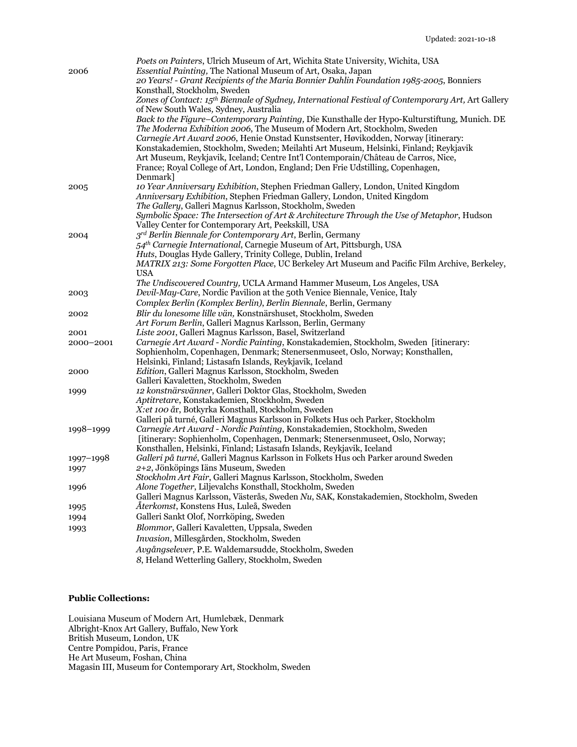Updated: 2021-10-18

| | |
|---|---|
| | *Poets on Painters*, Ulrich Museum of Art, Wichita State University, Wichita, USA |
| 2006 | *Essential Painting,* The National Museum of Art, Osaka, Japan |
| | *20 Years! - Grant Recipients of the Maria Bonnier Dahlin Foundation 1985-2005*, Bonniers Konsthall, Stockholm, Sweden |
| | *Zones of Contact: 15th Biennale of Sydney, International Festival of Contemporary Art,* Art Gallery of New South Wales, Sydney, Australia |
| | *Back to the Figure–Contemporary Painting,* Die Kunsthalle der Hypo-Kulturstiftung, Munich. DE |
| | *The Moderna Exhibition 2006*, The Museum of Modern Art, Stockholm, Sweden |
| | *Carnegie Art Award 2006*, Henie Onstad Kunstsenter, Høvikodden, Norway [itinerary: Konstakademien, Stockholm, Sweden; Meilahti Art Museum, Helsinki, Finland; Reykjavik Art Museum, Reykjavik, Iceland; Centre Int'l Contemporain/Château de Carros, Nice, France; Royal College of Art, London, England; Den Frie Udstilling, Copenhagen, Denmark] |
| 2005 | *10 Year Anniversary Exhibition*, Stephen Friedman Gallery, London, United Kingdom |
| | *Anniversary Exhibition*, Stephen Friedman Gallery, London, United Kingdom |
| | *The Gallery*, Galleri Magnus Karlsson, Stockholm, Sweden |
| | *Symbolic Space: The Intersection of Art & Architecture Through the Use of Metaphor*, Hudson Valley Center for Contemporary Art, Peekskill, USA |
| 2004 | *3rd Berlin Biennale for Contemporary Art*, Berlin, Germany |
| | *54th Carnegie International*, Carnegie Museum of Art, Pittsburgh, USA |
| | *Huts*, Douglas Hyde Gallery, Trinity College, Dublin, Ireland |
| | *MATRIX 213: Some Forgotten Place*, UC Berkeley Art Museum and Pacific Film Archive, Berkeley, USA |
| | *The Undiscovered Country,* UCLA Armand Hammer Museum, Los Angeles, USA |
| 2003 | *Devil-May-Care*, Nordic Pavilion at the 50th Venice Biennale, Venice, Italy |
| | *Complex Berlin (Komplex Berlin), Berlin Biennale*, Berlin, Germany |
| 2002 | *Blir du lonesome lille vän,* Konstnärshuset, Stockholm, Sweden |
| | *Art Forum Berlin*, Galleri Magnus Karlsson, Berlin, Germany |
| 2001 | *Liste 2001*, Galleri Magnus Karlsson, Basel, Switzerland |
| 2000–2001 | *Carnegie Art Award - Nordic Painting*, Konstakademien, Stockholm, Sweden [itinerary: Sophienholm, Copenhagen, Denmark; Stenersenmuseet, Oslo, Norway; Konsthallen, Helsinki, Finland; Listasafn Islands, Reykjavik, Iceland |
| 2000 | *Edition*, Galleri Magnus Karlsson, Stockholm, Sweden |
| | Galleri Kavaletten, Stockholm, Sweden |
| 1999 | *12 konstnärsvänner*, Galleri Doktor Glas, Stockholm, Sweden |
| | *Aptitretare*, Konstakademien, Stockholm, Sweden |
| | *X:et 100 år*, Botkyrka Konsthall, Stockholm, Sweden |
| | Galleri på turné, Galleri Magnus Karlsson in Folkets Hus och Parker, Stockholm |
| 1998–1999 | *Carnegie Art Award - Nordic Painting*, Konstakademien, Stockholm, Sweden [itinerary: Sophienholm, Copenhagen, Denmark; Stenersenmuseet, Oslo, Norway; Konsthallen, Helsinki, Finland; Listasafn Islands, Reykjavik, Iceland |
| 1997–1998 | *Galleri på turné*, Galleri Magnus Karlsson in Folkets Hus och Parker around Sweden |
| 1997 | *2+2*, Jönköpings läns Museum, Sweden |
| | *Stockholm Art Fair*, Galleri Magnus Karlsson, Stockholm, Sweden |
| 1996 | *Alone Together*, Liljevalchs Konsthall, Stockholm, Sweden |
| | Galleri Magnus Karlsson, Västerås, Sweden *Nu*, SAK, Konstakademien, Stockholm, Sweden |
| 1995 | *Återkomst*, Konstens Hus, Luleå, Sweden |
| 1994 | Galleri Sankt Olof, Norrköping, Sweden |
| 1993 | *Blommor*, Galleri Kavaletten, Uppsala, Sweden |
| | *Invasion*, Millesgården, Stockholm, Sweden |
| | *Avgångselever*, P.E. Waldemarsudde, Stockholm, Sweden |
| | *8*, Heland Wetterling Gallery, Stockholm, Sweden |

**Public Collections:**

Louisiana Museum of Modern Art, Humlebæk, Denmark
Albright-Knox Art Gallery, Buffalo, New York
British Museum, London, UK
Centre Pompidou, Paris, France
He Art Museum, Foshan, China
Magasin III, Museum for Contemporary Art, Stockholm, Sweden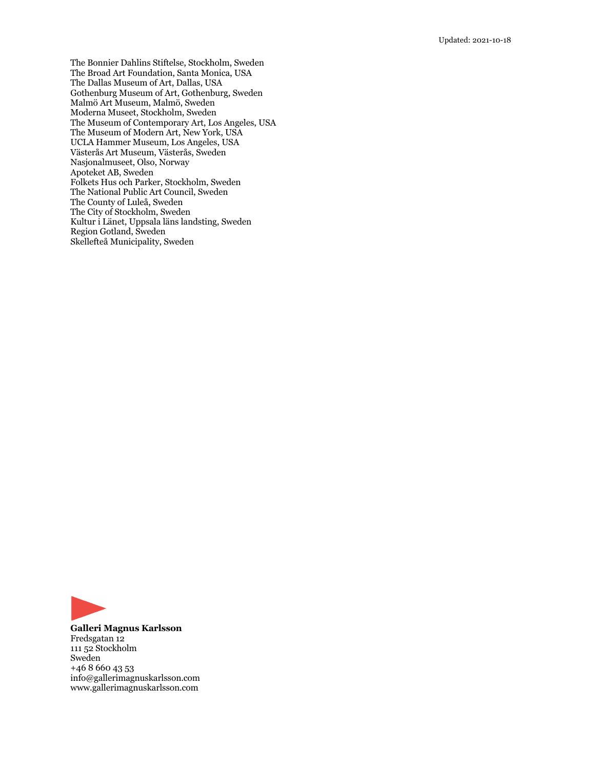Updated: 2021-10-18

The Bonnier Dahlins Stiftelse, Stockholm, Sweden
The Broad Art Foundation, Santa Monica, USA
The Dallas Museum of Art, Dallas, USA
Gothenburg Museum of Art, Gothenburg, Sweden
Malmö Art Museum, Malmö, Sweden
Moderna Museet, Stockholm, Sweden
The Museum of Contemporary Art, Los Angeles, USA
The Museum of Modern Art, New York, USA
UCLA Hammer Museum, Los Angeles, USA
Västerås Art Museum, Västerås, Sweden
Nasjonalmuseet, Olso, Norway
Apoteket AB, Sweden
Folkets Hus och Parker, Stockholm, Sweden
The National Public Art Council, Sweden
The County of Luleå, Sweden
The City of Stockholm, Sweden
Kultur i Länet, Uppsala läns landsting, Sweden
Region Gotland, Sweden
Skellefteå Municipality, Sweden

**Galleri Magnus Karlsson**
Fredsgatan 12
111 52 Stockholm
Sweden
+46 8 660 43 53
info@gallerimagnuskarlsson.com
www.gallerimagnuskarlsson.com